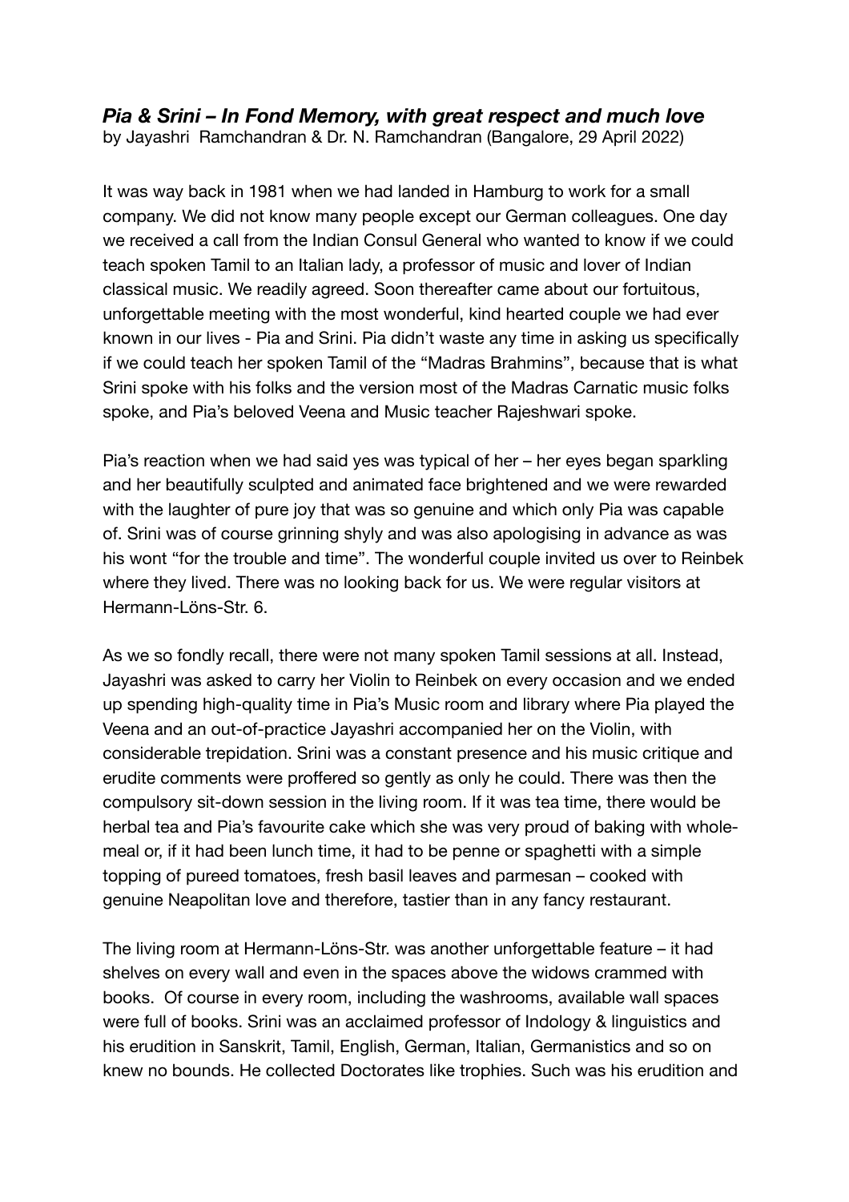## *Pia & Srini – In Fond Memory, with great respect and much love*

by Jayashri Ramchandran & Dr. N. Ramchandran (Bangalore, 29 April 2022)

It was way back in 1981 when we had landed in Hamburg to work for a small company. We did not know many people except our German colleagues. One day we received a call from the Indian Consul General who wanted to know if we could teach spoken Tamil to an Italian lady, a professor of music and lover of Indian classical music. We readily agreed. Soon thereafter came about our fortuitous, unforgettable meeting with the most wonderful, kind hearted couple we had ever known in our lives - Pia and Srini. Pia didn't waste any time in asking us specifically if we could teach her spoken Tamil of the "Madras Brahmins", because that is what Srini spoke with his folks and the version most of the Madras Carnatic music folks spoke, and Pia's beloved Veena and Music teacher Rajeshwari spoke.

Pia's reaction when we had said yes was typical of her – her eyes began sparkling and her beautifully sculpted and animated face brightened and we were rewarded with the laughter of pure joy that was so genuine and which only Pia was capable of. Srini was of course grinning shyly and was also apologising in advance as was his wont "for the trouble and time". The wonderful couple invited us over to Reinbek where they lived. There was no looking back for us. We were regular visitors at Hermann-Löns-Str. 6.

As we so fondly recall, there were not many spoken Tamil sessions at all. Instead, Jayashri was asked to carry her Violin to Reinbek on every occasion and we ended up spending high-quality time in Pia's Music room and library where Pia played the Veena and an out-of-practice Jayashri accompanied her on the Violin, with considerable trepidation. Srini was a constant presence and his music critique and erudite comments were proffered so gently as only he could. There was then the compulsory sit-down session in the living room. If it was tea time, there would be herbal tea and Pia's favourite cake which she was very proud of baking with whole-meal or, if it had been lunch time, it had to be penne or spaghetti with a simple topping of pureed tomatoes, fresh basil leaves and parmesan – cooked with genuine Neapolitan love and therefore, tastier than in any fancy restaurant.

The living room at Hermann-Löns-Str. was another unforgettable feature – it had shelves on every wall and even in the spaces above the widows crammed with books. Of course in every room, including the washrooms, available wall spaces were full of books. Srini was an acclaimed professor of Indology & linguistics and his erudition in Sanskrit, Tamil, English, German, Italian, Germanistics and so on knew no bounds. He collected Doctorates like trophies. Such was his erudition and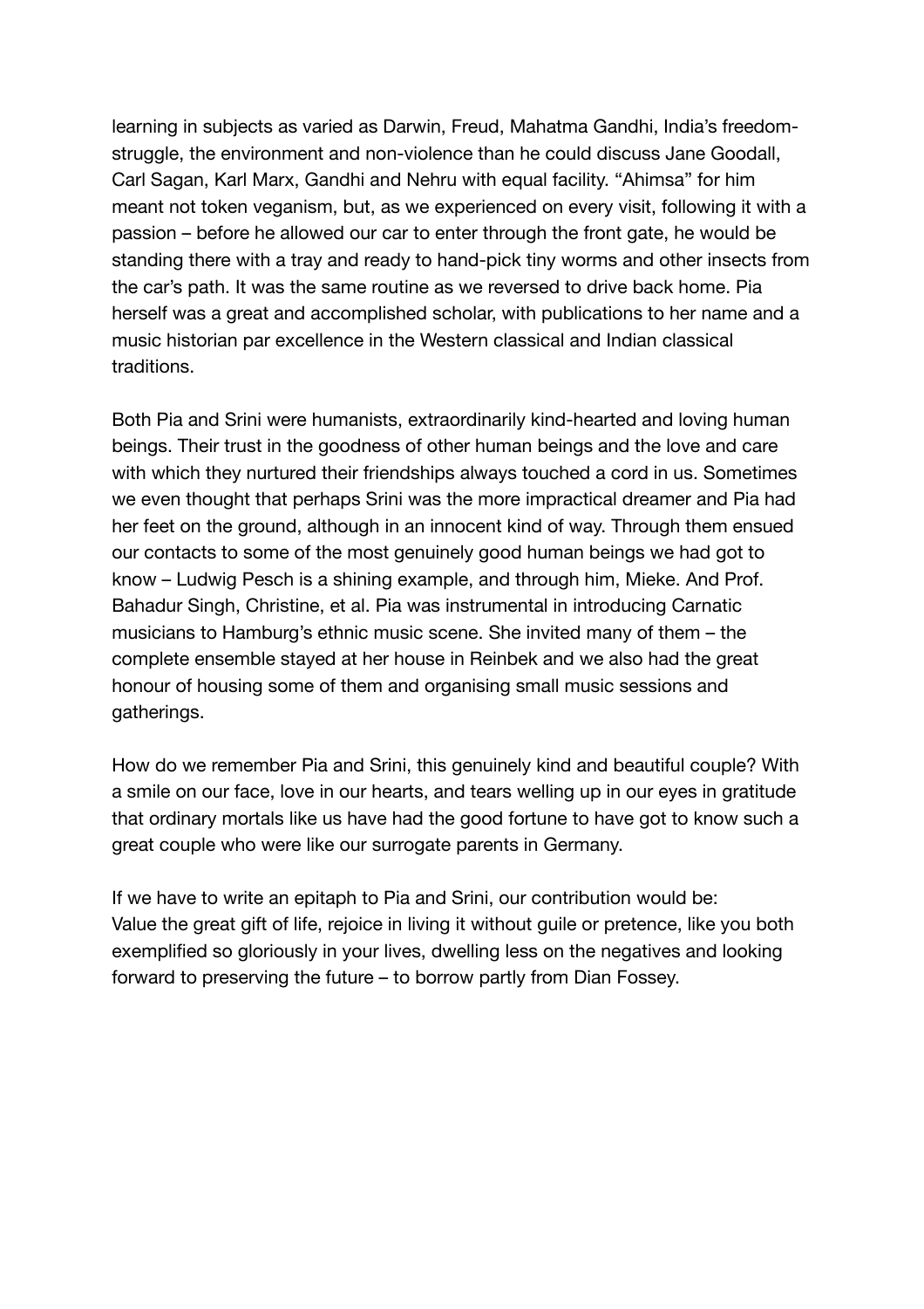learning in subjects as varied as Darwin, Freud, Mahatma Gandhi, India's freedom-struggle, the environment and non-violence than he could discuss Jane Goodall, Carl Sagan, Karl Marx, Gandhi and Nehru with equal facility. "Ahimsa" for him meant not token veganism, but, as we experienced on every visit, following it with a passion – before he allowed our car to enter through the front gate, he would be standing there with a tray and ready to hand-pick tiny worms and other insects from the car's path. It was the same routine as we reversed to drive back home. Pia herself was a great and accomplished scholar, with publications to her name and a music historian par excellence in the Western classical and Indian classical traditions.

Both Pia and Srini were humanists, extraordinarily kind-hearted and loving human beings. Their trust in the goodness of other human beings and the love and care with which they nurtured their friendships always touched a cord in us. Sometimes we even thought that perhaps Srini was the more impractical dreamer and Pia had her feet on the ground, although in an innocent kind of way. Through them ensued our contacts to some of the most genuinely good human beings we had got to know – Ludwig Pesch is a shining example, and through him, Mieke. And Prof. Bahadur Singh, Christine, et al. Pia was instrumental in introducing Carnatic musicians to Hamburg's ethnic music scene. She invited many of them – the complete ensemble stayed at her house in Reinbek and we also had the great honour of housing some of them and organising small music sessions and gatherings.

How do we remember Pia and Srini, this genuinely kind and beautiful couple? With a smile on our face, love in our hearts, and tears welling up in our eyes in gratitude that ordinary mortals like us have had the good fortune to have got to know such a great couple who were like our surrogate parents in Germany.

If we have to write an epitaph to Pia and Srini, our contribution would be:
Value the great gift of life, rejoice in living it without guile or pretence, like you both exemplified so gloriously in your lives, dwelling less on the negatives and looking forward to preserving the future – to borrow partly from Dian Fossey.